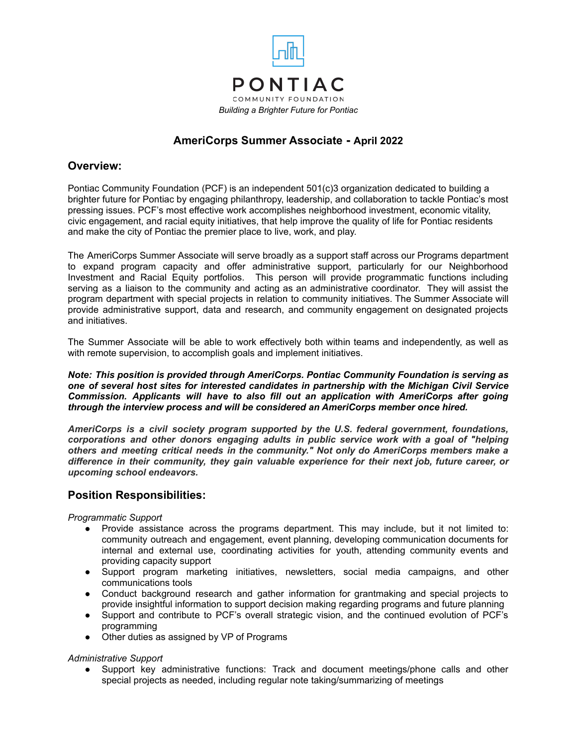# PONTIAC

COMMUNITY FOUNDATION

*Building a Brighter Future for Pontiac*

## AmeriCorps Summer Associate - April 2022

## Overview:

Pontiac Community Foundation (PCF) is an independent 501(c)3 organization dedicated to building a brighter future for Pontiac by engaging philanthropy, leadership, and collaboration to tackle Pontiac's most pressing issues. PCF's most effective work accomplishes neighborhood investment, economic vitality, civic engagement, and racial equity initiatives, that help improve the quality of life for Pontiac residents and make the city of Pontiac the premier place to live, work, and play.

The AmeriCorps Summer Associate will serve broadly as a support staff across our Programs department to expand program capacity and offer administrative support, particularly for our Neighborhood Investment and Racial Equity portfolios. This person will provide programmatic functions including serving as a liaison to the community and acting as an administrative coordinator. They will assist the program department with special projects in relation to community initiatives. The Summer Associate will provide administrative support, data and research, and community engagement on designated projects and initiatives.

The Summer Associate will be able to work effectively both within teams and independently, as well as with remote supervision, to accomplish goals and implement initiatives.

***Note: This position is provided through AmeriCorps. Pontiac Community Foundation is serving as one of several host sites for interested candidates in partnership with the Michigan Civil Service Commission. Applicants will have to also fill out an application with AmeriCorps after going through the interview process and will be considered an AmeriCorps member once hired.***

***AmeriCorps is a civil society program supported by the U.S. federal government, foundations, corporations and other donors engaging adults in public service work with a goal of "helping others and meeting critical needs in the community." Not only do AmeriCorps members make a difference in their community, they gain valuable experience for their next job, future career, or upcoming school endeavors.***

## Position Responsibilities:

*Programmatic Support*

- Provide assistance across the programs department. This may include, but it not limited to: community outreach and engagement, event planning, developing communication documents for internal and external use, coordinating activities for youth, attending community events and providing capacity support
- Support program marketing initiatives, newsletters, social media campaigns, and other communications tools
- Conduct background research and gather information for grantmaking and special projects to provide insightful information to support decision making regarding programs and future planning
- Support and contribute to PCF's overall strategic vision, and the continued evolution of PCF's programming
- Other duties as assigned by VP of Programs

*Administrative Support*

- Support key administrative functions: Track and document meetings/phone calls and other special projects as needed, including regular note taking/summarizing of meetings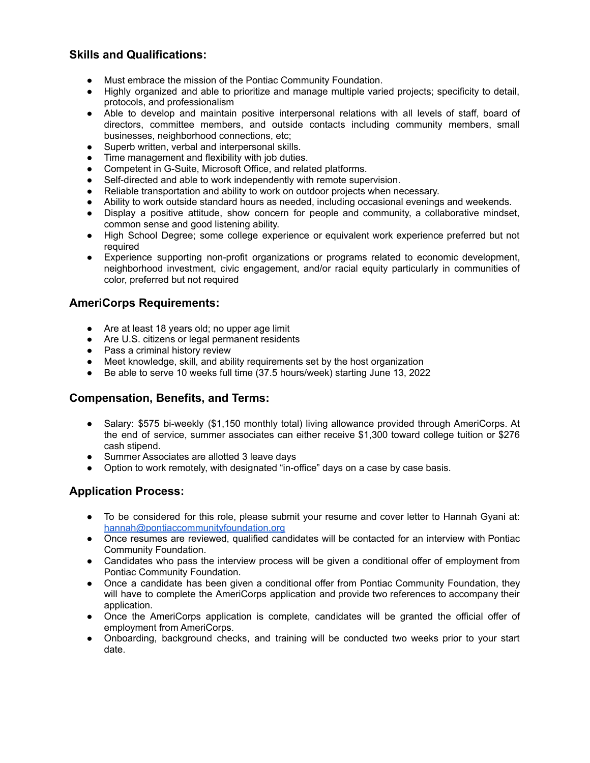## Skills and Qualifications:

- Must embrace the mission of the Pontiac Community Foundation.
- Highly organized and able to prioritize and manage multiple varied projects; specificity to detail, protocols, and professionalism
- Able to develop and maintain positive interpersonal relations with all levels of staff, board of directors, committee members, and outside contacts including community members, small businesses, neighborhood connections, etc;
- Superb written, verbal and interpersonal skills.
- Time management and flexibility with job duties.
- Competent in G-Suite, Microsoft Office, and related platforms.
- Self-directed and able to work independently with remote supervision.
- Reliable transportation and ability to work on outdoor projects when necessary.
- Ability to work outside standard hours as needed, including occasional evenings and weekends.
- Display a positive attitude, show concern for people and community, a collaborative mindset, common sense and good listening ability.
- High School Degree; some college experience or equivalent work experience preferred but not required
- Experience supporting non-profit organizations or programs related to economic development, neighborhood investment, civic engagement, and/or racial equity particularly in communities of color, preferred but not required

## AmeriCorps Requirements:

- Are at least 18 years old; no upper age limit
- Are U.S. citizens or legal permanent residents
- Pass a criminal history review
- Meet knowledge, skill, and ability requirements set by the host organization
- Be able to serve 10 weeks full time (37.5 hours/week) starting June 13, 2022

## Compensation, Benefits, and Terms:

- Salary: $575 bi-weekly ($1,150 monthly total) living allowance provided through AmeriCorps. At the end of service, summer associates can either receive $1,300 toward college tuition or $276 cash stipend.
- Summer Associates are allotted 3 leave days
- Option to work remotely, with designated "in-office" days on a case by case basis.

## Application Process:

- To be considered for this role, please submit your resume and cover letter to Hannah Gyani at: hannah@pontiaccommunityfoundation.org
- Once resumes are reviewed, qualified candidates will be contacted for an interview with Pontiac Community Foundation.
- Candidates who pass the interview process will be given a conditional offer of employment from Pontiac Community Foundation.
- Once a candidate has been given a conditional offer from Pontiac Community Foundation, they will have to complete the AmeriCorps application and provide two references to accompany their application.
- Once the AmeriCorps application is complete, candidates will be granted the official offer of employment from AmeriCorps.
- Onboarding, background checks, and training will be conducted two weeks prior to your start date.